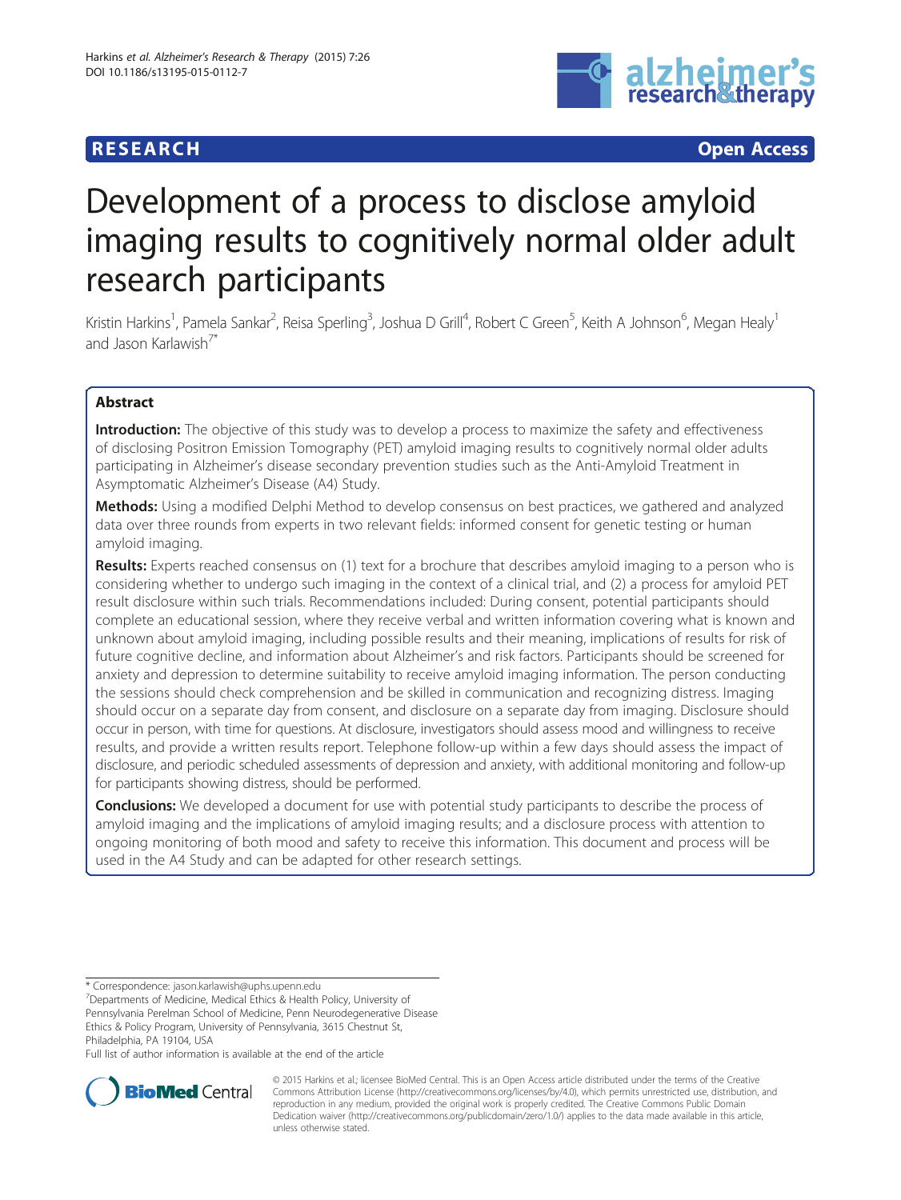RESEARCH **Open Access**

# Development of a process to disclose amyloid imaging results to cognitively normal older adult research participants

Kristin Harkins[1], Pamela Sankar[2], Reisa Sperling[3], Joshua D Grill[4], Robert C Green[5], Keith A Johnson[6], Megan Healy[1] and Jason Karlawish[7*]

## Abstract

**Introduction:** The objective of this study was to develop a process to maximize the safety and effectiveness of disclosing Positron Emission Tomography (PET) amyloid imaging results to cognitively normal older adults participating in Alzheimer's disease secondary prevention studies such as the Anti-Amyloid Treatment in Asymptomatic Alzheimer's Disease (A4) Study.

**Methods:** Using a modified Delphi Method to develop consensus on best practices, we gathered and analyzed data over three rounds from experts in two relevant fields: informed consent for genetic testing or human amyloid imaging.

**Results:** Experts reached consensus on (1) text for a brochure that describes amyloid imaging to a person who is considering whether to undergo such imaging in the context of a clinical trial, and (2) a process for amyloid PET result disclosure within such trials. Recommendations included: During consent, potential participants should complete an educational session, where they receive verbal and written information covering what is known and unknown about amyloid imaging, including possible results and their meaning, implications of results for risk of future cognitive decline, and information about Alzheimer's and risk factors. Participants should be screened for anxiety and depression to determine suitability to receive amyloid imaging information. The person conducting the sessions should check comprehension and be skilled in communication and recognizing distress. Imaging should occur on a separate day from consent, and disclosure on a separate day from imaging. Disclosure should occur in person, with time for questions. At disclosure, investigators should assess mood and willingness to receive results, and provide a written results report. Telephone follow-up within a few days should assess the impact of disclosure, and periodic scheduled assessments of depression and anxiety, with additional monitoring and follow-up for participants showing distress, should be performed.

**Conclusions:** We developed a document for use with potential study participants to describe the process of amyloid imaging and the implications of amyloid imaging results; and a disclosure process with attention to ongoing monitoring of both mood and safety to receive this information. This document and process will be used in the A4 Study and can be adapted for other research settings.

\* Correspondence: jason.karlawish@uphs.upenn.edu
[7]Departments of Medicine, Medical Ethics & Health Policy, University of Pennsylvania Perelman School of Medicine, Penn Neurodegenerative Disease Ethics & Policy Program, University of Pennsylvania, 3615 Chestnut St, Philadelphia, PA 19104, USA
Full list of author information is available at the end of the article

© 2015 Harkins et al.; licensee BioMed Central. This is an Open Access article distributed under the terms of the Creative Commons Attribution License (http://creativecommons.org/licenses/by/4.0), which permits unrestricted use, distribution, and reproduction in any medium, provided the original work is properly credited. The Creative Commons Public Domain Dedication waiver (http://creativecommons.org/publicdomain/zero/1.0/) applies to the data made available in this article, unless otherwise stated.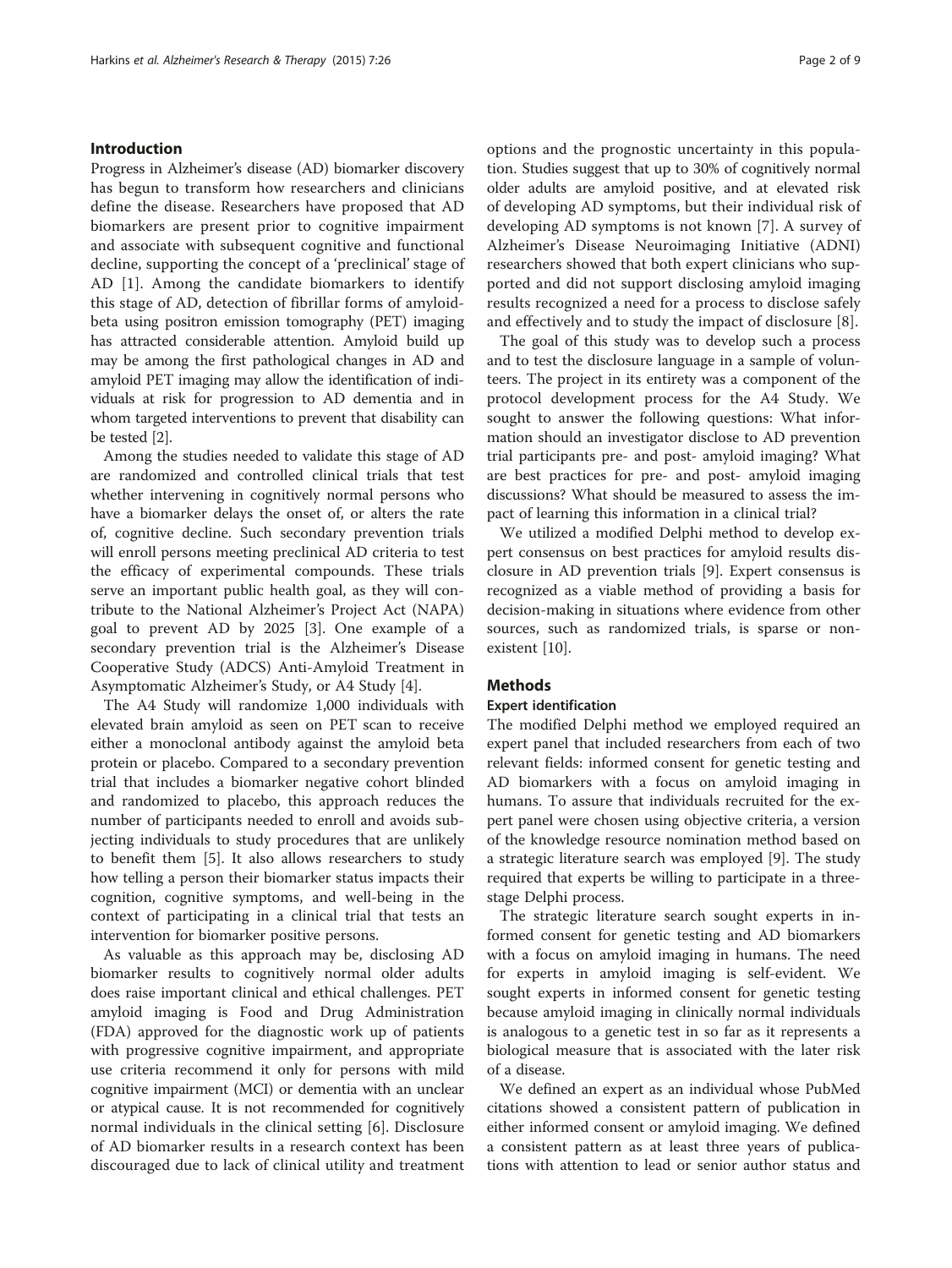## Introduction

Progress in Alzheimer's disease (AD) biomarker discovery has begun to transform how researchers and clinicians define the disease. Researchers have proposed that AD biomarkers are present prior to cognitive impairment and associate with subsequent cognitive and functional decline, supporting the concept of a 'preclinical' stage of AD [1]. Among the candidate biomarkers to identify this stage of AD, detection of fibrillar forms of amyloid-beta using positron emission tomography (PET) imaging has attracted considerable attention. Amyloid build up may be among the first pathological changes in AD and amyloid PET imaging may allow the identification of individuals at risk for progression to AD dementia and in whom targeted interventions to prevent that disability can be tested [2].

Among the studies needed to validate this stage of AD are randomized and controlled clinical trials that test whether intervening in cognitively normal persons who have a biomarker delays the onset of, or alters the rate of, cognitive decline. Such secondary prevention trials will enroll persons meeting preclinical AD criteria to test the efficacy of experimental compounds. These trials serve an important public health goal, as they will contribute to the National Alzheimer's Project Act (NAPA) goal to prevent AD by 2025 [3]. One example of a secondary prevention trial is the Alzheimer's Disease Cooperative Study (ADCS) Anti-Amyloid Treatment in Asymptomatic Alzheimer's Study, or A4 Study [4].

The A4 Study will randomize 1,000 individuals with elevated brain amyloid as seen on PET scan to receive either a monoclonal antibody against the amyloid beta protein or placebo. Compared to a secondary prevention trial that includes a biomarker negative cohort blinded and randomized to placebo, this approach reduces the number of participants needed to enroll and avoids subjecting individuals to study procedures that are unlikely to benefit them [5]. It also allows researchers to study how telling a person their biomarker status impacts their cognition, cognitive symptoms, and well-being in the context of participating in a clinical trial that tests an intervention for biomarker positive persons.

As valuable as this approach may be, disclosing AD biomarker results to cognitively normal older adults does raise important clinical and ethical challenges. PET amyloid imaging is Food and Drug Administration (FDA) approved for the diagnostic work up of patients with progressive cognitive impairment, and appropriate use criteria recommend it only for persons with mild cognitive impairment (MCI) or dementia with an unclear or atypical cause. It is not recommended for cognitively normal individuals in the clinical setting [6]. Disclosure of AD biomarker results in a research context has been discouraged due to lack of clinical utility and treatment options and the prognostic uncertainty in this population. Studies suggest that up to 30% of cognitively normal older adults are amyloid positive, and at elevated risk of developing AD symptoms, but their individual risk of developing AD symptoms is not known [7]. A survey of Alzheimer's Disease Neuroimaging Initiative (ADNI) researchers showed that both expert clinicians who supported and did not support disclosing amyloid imaging results recognized a need for a process to disclose safely and effectively and to study the impact of disclosure [8].

The goal of this study was to develop such a process and to test the disclosure language in a sample of volunteers. The project in its entirety was a component of the protocol development process for the A4 Study. We sought to answer the following questions: What information should an investigator disclose to AD prevention trial participants pre- and post- amyloid imaging? What are best practices for pre- and post- amyloid imaging discussions? What should be measured to assess the impact of learning this information in a clinical trial?

We utilized a modified Delphi method to develop expert consensus on best practices for amyloid results disclosure in AD prevention trials [9]. Expert consensus is recognized as a viable method of providing a basis for decision-making in situations where evidence from other sources, such as randomized trials, is sparse or non-existent [10].

## Methods

### Expert identification

The modified Delphi method we employed required an expert panel that included researchers from each of two relevant fields: informed consent for genetic testing and AD biomarkers with a focus on amyloid imaging in humans. To assure that individuals recruited for the expert panel were chosen using objective criteria, a version of the knowledge resource nomination method based on a strategic literature search was employed [9]. The study required that experts be willing to participate in a three-stage Delphi process.

The strategic literature search sought experts in informed consent for genetic testing and AD biomarkers with a focus on amyloid imaging in humans. The need for experts in amyloid imaging is self-evident. We sought experts in informed consent for genetic testing because amyloid imaging in clinically normal individuals is analogous to a genetic test in so far as it represents a biological measure that is associated with the later risk of a disease.

We defined an expert as an individual whose PubMed citations showed a consistent pattern of publication in either informed consent or amyloid imaging. We defined a consistent pattern as at least three years of publications with attention to lead or senior author status and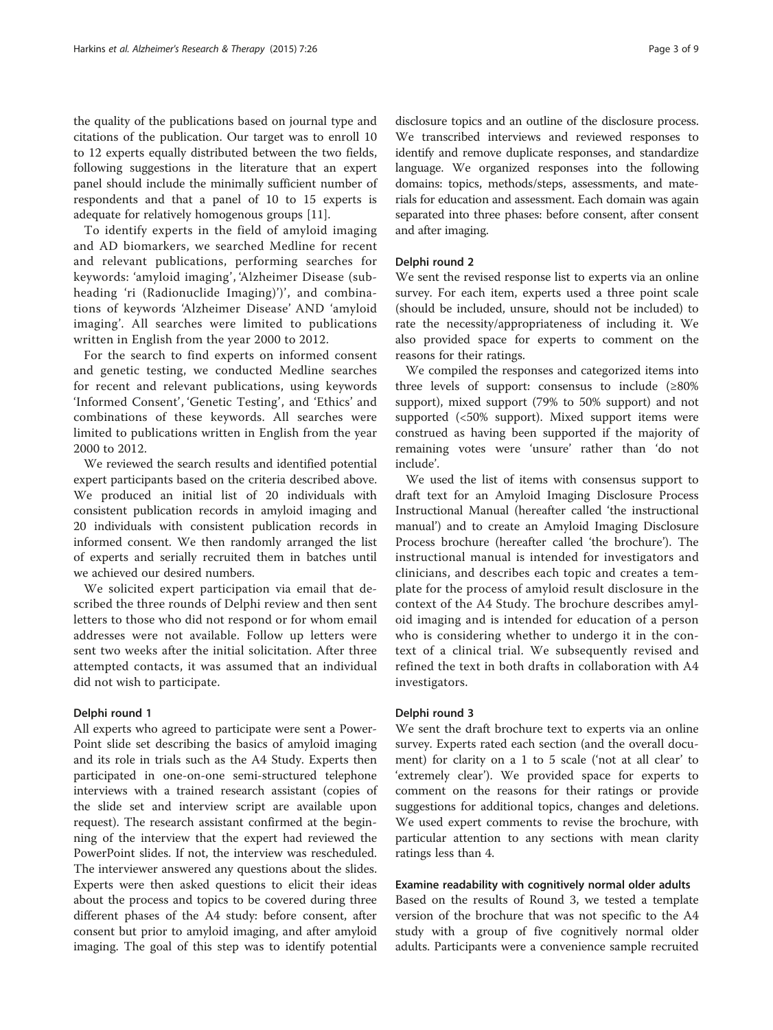the quality of the publications based on journal type and citations of the publication. Our target was to enroll 10 to 12 experts equally distributed between the two fields, following suggestions in the literature that an expert panel should include the minimally sufficient number of respondents and that a panel of 10 to 15 experts is adequate for relatively homogenous groups [11].

To identify experts in the field of amyloid imaging and AD biomarkers, we searched Medline for recent and relevant publications, performing searches for keywords: 'amyloid imaging', 'Alzheimer Disease (subheading 'ri (Radionuclide Imaging)')', and combinations of keywords 'Alzheimer Disease' AND 'amyloid imaging'. All searches were limited to publications written in English from the year 2000 to 2012.

For the search to find experts on informed consent and genetic testing, we conducted Medline searches for recent and relevant publications, using keywords 'Informed Consent', 'Genetic Testing', and 'Ethics' and combinations of these keywords. All searches were limited to publications written in English from the year 2000 to 2012.

We reviewed the search results and identified potential expert participants based on the criteria described above. We produced an initial list of 20 individuals with consistent publication records in amyloid imaging and 20 individuals with consistent publication records in informed consent. We then randomly arranged the list of experts and serially recruited them in batches until we achieved our desired numbers.

We solicited expert participation via email that described the three rounds of Delphi review and then sent letters to those who did not respond or for whom email addresses were not available. Follow up letters were sent two weeks after the initial solicitation. After three attempted contacts, it was assumed that an individual did not wish to participate.

#### Delphi round 1

All experts who agreed to participate were sent a PowerPoint slide set describing the basics of amyloid imaging and its role in trials such as the A4 Study. Experts then participated in one-on-one semi-structured telephone interviews with a trained research assistant (copies of the slide set and interview script are available upon request). The research assistant confirmed at the beginning of the interview that the expert had reviewed the PowerPoint slides. If not, the interview was rescheduled. The interviewer answered any questions about the slides. Experts were then asked questions to elicit their ideas about the process and topics to be covered during three different phases of the A4 study: before consent, after consent but prior to amyloid imaging, and after amyloid imaging. The goal of this step was to identify potential disclosure topics and an outline of the disclosure process. We transcribed interviews and reviewed responses to identify and remove duplicate responses, and standardize language. We organized responses into the following domains: topics, methods/steps, assessments, and materials for education and assessment. Each domain was again separated into three phases: before consent, after consent and after imaging.

#### Delphi round 2

We sent the revised response list to experts via an online survey. For each item, experts used a three point scale (should be included, unsure, should not be included) to rate the necessity/appropriateness of including it. We also provided space for experts to comment on the reasons for their ratings.

We compiled the responses and categorized items into three levels of support: consensus to include (≥80% support), mixed support (79% to 50% support) and not supported (<50% support). Mixed support items were construed as having been supported if the majority of remaining votes were 'unsure' rather than 'do not include'.

We used the list of items with consensus support to draft text for an Amyloid Imaging Disclosure Process Instructional Manual (hereafter called 'the instructional manual') and to create an Amyloid Imaging Disclosure Process brochure (hereafter called 'the brochure'). The instructional manual is intended for investigators and clinicians, and describes each topic and creates a template for the process of amyloid result disclosure in the context of the A4 Study. The brochure describes amyloid imaging and is intended for education of a person who is considering whether to undergo it in the context of a clinical trial. We subsequently revised and refined the text in both drafts in collaboration with A4 investigators.

#### Delphi round 3

We sent the draft brochure text to experts via an online survey. Experts rated each section (and the overall document) for clarity on a 1 to 5 scale ('not at all clear' to 'extremely clear'). We provided space for experts to comment on the reasons for their ratings or provide suggestions for additional topics, changes and deletions. We used expert comments to revise the brochure, with particular attention to any sections with mean clarity ratings less than 4.

#### Examine readability with cognitively normal older adults

Based on the results of Round 3, we tested a template version of the brochure that was not specific to the A4 study with a group of five cognitively normal older adults. Participants were a convenience sample recruited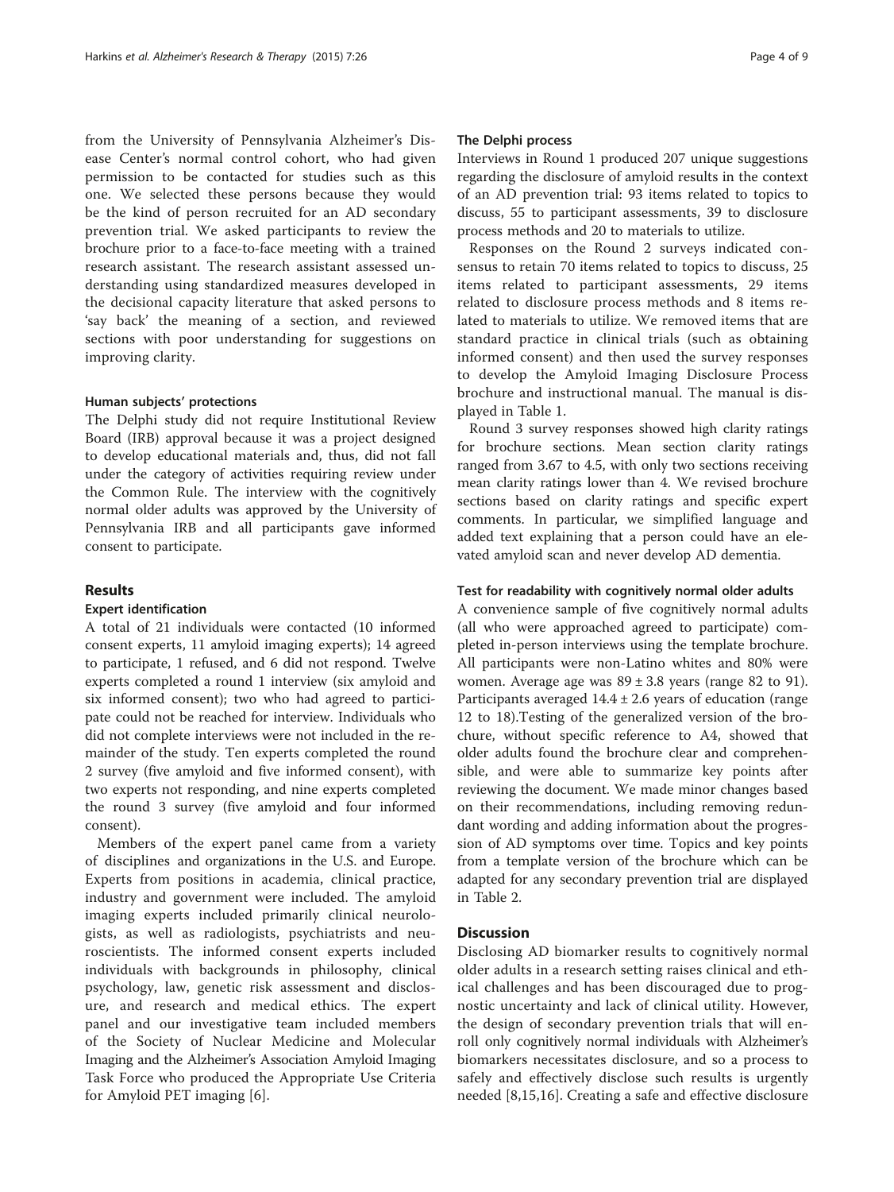from the University of Pennsylvania Alzheimer's Disease Center's normal control cohort, who had given permission to be contacted for studies such as this one. We selected these persons because they would be the kind of person recruited for an AD secondary prevention trial. We asked participants to review the brochure prior to a face-to-face meeting with a trained research assistant. The research assistant assessed understanding using standardized measures developed in the decisional capacity literature that asked persons to 'say back' the meaning of a section, and reviewed sections with poor understanding for suggestions on improving clarity.

#### Human subjects' protections

The Delphi study did not require Institutional Review Board (IRB) approval because it was a project designed to develop educational materials and, thus, did not fall under the category of activities requiring review under the Common Rule. The interview with the cognitively normal older adults was approved by the University of Pennsylvania IRB and all participants gave informed consent to participate.

## Results

### Expert identification

A total of 21 individuals were contacted (10 informed consent experts, 11 amyloid imaging experts); 14 agreed to participate, 1 refused, and 6 did not respond. Twelve experts completed a round 1 interview (six amyloid and six informed consent); two who had agreed to participate could not be reached for interview. Individuals who did not complete interviews were not included in the remainder of the study. Ten experts completed the round 2 survey (five amyloid and five informed consent), with two experts not responding, and nine experts completed the round 3 survey (five amyloid and four informed consent).

Members of the expert panel came from a variety of disciplines and organizations in the U.S. and Europe. Experts from positions in academia, clinical practice, industry and government were included. The amyloid imaging experts included primarily clinical neurologists, as well as radiologists, psychiatrists and neuroscientists. The informed consent experts included individuals with backgrounds in philosophy, clinical psychology, law, genetic risk assessment and disclosure, and research and medical ethics. The expert panel and our investigative team included members of the Society of Nuclear Medicine and Molecular Imaging and the Alzheimer's Association Amyloid Imaging Task Force who produced the Appropriate Use Criteria for Amyloid PET imaging [6].

### The Delphi process

Interviews in Round 1 produced 207 unique suggestions regarding the disclosure of amyloid results in the context of an AD prevention trial: 93 items related to topics to discuss, 55 to participant assessments, 39 to disclosure process methods and 20 to materials to utilize.

Responses on the Round 2 surveys indicated consensus to retain 70 items related to topics to discuss, 25 items related to participant assessments, 29 items related to disclosure process methods and 8 items related to materials to utilize. We removed items that are standard practice in clinical trials (such as obtaining informed consent) and then used the survey responses to develop the Amyloid Imaging Disclosure Process brochure and instructional manual. The manual is displayed in Table 1.

Round 3 survey responses showed high clarity ratings for brochure sections. Mean section clarity ratings ranged from 3.67 to 4.5, with only two sections receiving mean clarity ratings lower than 4. We revised brochure sections based on clarity ratings and specific expert comments. In particular, we simplified language and added text explaining that a person could have an elevated amyloid scan and never develop AD dementia.

#### Test for readability with cognitively normal older adults

A convenience sample of five cognitively normal adults (all who were approached agreed to participate) completed in-person interviews using the template brochure. All participants were non-Latino whites and 80% were women. Average age was $89 \pm 3.8$ years (range 82 to 91). Participants averaged $14.4 \pm 2.6$ years of education (range 12 to 18).Testing of the generalized version of the brochure, without specific reference to A4, showed that older adults found the brochure clear and comprehensible, and were able to summarize key points after reviewing the document. We made minor changes based on their recommendations, including removing redundant wording and adding information about the progression of AD symptoms over time. Topics and key points from a template version of the brochure which can be adapted for any secondary prevention trial are displayed in Table 2.

## Discussion

Disclosing AD biomarker results to cognitively normal older adults in a research setting raises clinical and ethical challenges and has been discouraged due to prognostic uncertainty and lack of clinical utility. However, the design of secondary prevention trials that will enroll only cognitively normal individuals with Alzheimer's biomarkers necessitates disclosure, and so a process to safely and effectively disclose such results is urgently needed [8,15,16]. Creating a safe and effective disclosure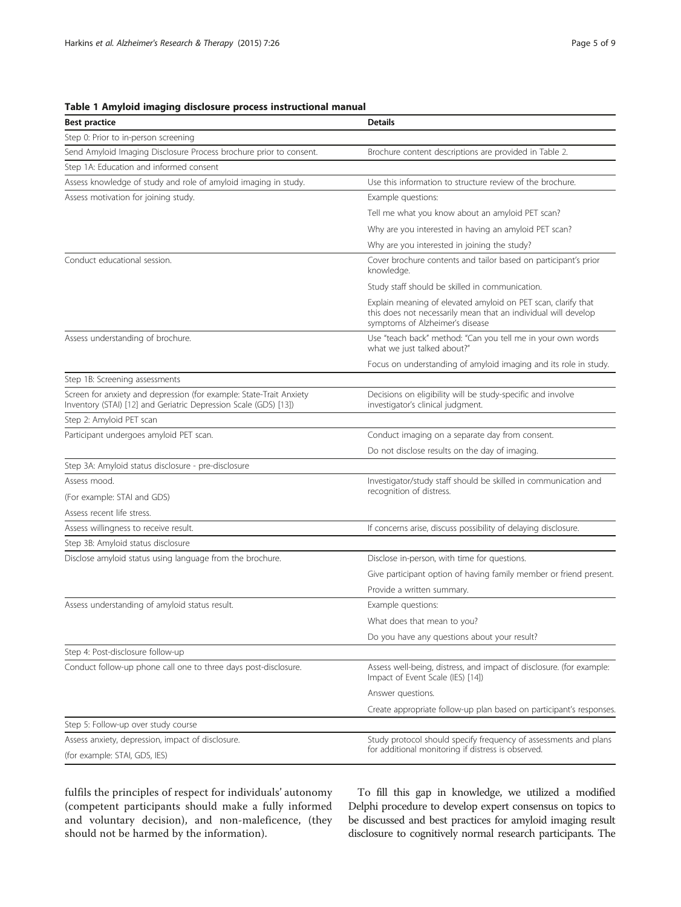**Table 1 Amyloid imaging disclosure process instructional manual**

| Best practice | Details |
|---|---|
| Step 0: Prior to in-person screening | |
| Send Amyloid Imaging Disclosure Process brochure prior to consent. | Brochure content descriptions are provided in Table 2. |
| Step 1A: Education and informed consent | |
| Assess knowledge of study and role of amyloid imaging in study. | Use this information to structure review of the brochure. |
| Assess motivation for joining study. | Example questions: |
| | Tell me what you know about an amyloid PET scan? |
| | Why are you interested in having an amyloid PET scan? |
| | Why are you interested in joining the study? |
| Conduct educational session. | Cover brochure contents and tailor based on participant's prior knowledge. |
| | Study staff should be skilled in communication. |
| | Explain meaning of elevated amyloid on PET scan, clarify that this does not necessarily mean that an individual will develop symptoms of Alzheimer's disease |
| Assess understanding of brochure. | Use "teach back" method: "Can you tell me in your own words what we just talked about?" |
| | Focus on understanding of amyloid imaging and its role in study. |
| Step 1B: Screening assessments | |
| Screen for anxiety and depression (for example: State-Trait Anxiety Inventory (STAI) [12] and Geriatric Depression Scale (GDS) [13]) | Decisions on eligibility will be study-specific and involve investigator's clinical judgment. |
| Step 2: Amyloid PET scan | |
| Participant undergoes amyloid PET scan. | Conduct imaging on a separate day from consent. |
| | Do not disclose results on the day of imaging. |
| Step 3A: Amyloid status disclosure - pre-disclosure | |
| Assess mood. (For example: STAI and GDS) Assess recent life stress. | Investigator/study staff should be skilled in communication and recognition of distress. |
| Assess willingness to receive result. | If concerns arise, discuss possibility of delaying disclosure. |
| Step 3B: Amyloid status disclosure | |
| Disclose amyloid status using language from the brochure. | Disclose in-person, with time for questions. |
| | Give participant option of having family member or friend present. |
| | Provide a written summary. |
| Assess understanding of amyloid status result. | Example questions: |
| | What does that mean to you? |
| | Do you have any questions about your result? |
| Step 4: Post-disclosure follow-up | |
| Conduct follow-up phone call one to three days post-disclosure. | Assess well-being, distress, and impact of disclosure. (for example: Impact of Event Scale (IES) [14]) |
| | Answer questions. |
| | Create appropriate follow-up plan based on participant's responses. |
| Step 5: Follow-up over study course | |
| Assess anxiety, depression, impact of disclosure. (for example: STAI, GDS, IES) | Study protocol should specify frequency of assessments and plans for additional monitoring if distress is observed. |

fulfils the principles of respect for individuals' autonomy (competent participants should make a fully informed and voluntary decision), and non-maleficence, (they should not be harmed by the information).

To fill this gap in knowledge, we utilized a modified Delphi procedure to develop expert consensus on topics to be discussed and best practices for amyloid imaging result disclosure to cognitively normal research participants. The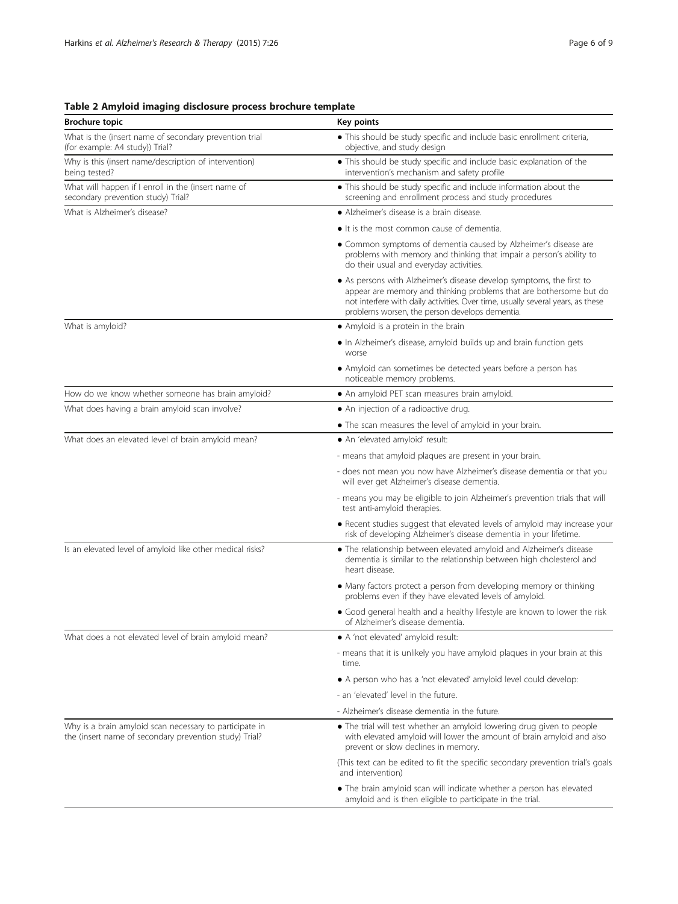**Table 2 Amyloid imaging disclosure process brochure template**

| Brochure topic | Key points |
|---|---|
| What is the (insert name of secondary prevention trial (for example: A4 study)) Trial? | • This should be study specific and include basic enrollment criteria, objective, and study design |
| Why is this (insert name/description of intervention) being tested? | • This should be study specific and include basic explanation of the intervention's mechanism and safety profile |
| What will happen if I enroll in the (insert name of secondary prevention study) Trial? | • This should be study specific and include information about the screening and enrollment process and study procedures |
| What is Alzheimer's disease? | • Alzheimer's disease is a brain disease. |
| | • It is the most common cause of dementia. |
| | • Common symptoms of dementia caused by Alzheimer's disease are problems with memory and thinking that impair a person's ability to do their usual and everyday activities. |
| | • As persons with Alzheimer's disease develop symptoms, the first to appear are memory and thinking problems that are bothersome but do not interfere with daily activities. Over time, usually several years, as these problems worsen, the person develops dementia. |
| What is amyloid? | • Amyloid is a protein in the brain |
| | • In Alzheimer's disease, amyloid builds up and brain function gets worse |
| | • Amyloid can sometimes be detected years before a person has noticeable memory problems. |
| How do we know whether someone has brain amyloid? | • An amyloid PET scan measures brain amyloid. |
| What does having a brain amyloid scan involve? | • An injection of a radioactive drug. |
| | • The scan measures the level of amyloid in your brain. |
| What does an elevated level of brain amyloid mean? | • An 'elevated amyloid' result: |
| | - means that amyloid plaques are present in your brain. |
| | - does not mean you now have Alzheimer's disease dementia or that you will ever get Alzheimer's disease dementia. |
| | - means you may be eligible to join Alzheimer's prevention trials that will test anti-amyloid therapies. |
| | • Recent studies suggest that elevated levels of amyloid may increase your risk of developing Alzheimer's disease dementia in your lifetime. |
| Is an elevated level of amyloid like other medical risks? | • The relationship between elevated amyloid and Alzheimer's disease dementia is similar to the relationship between high cholesterol and heart disease. |
| | • Many factors protect a person from developing memory or thinking problems even if they have elevated levels of amyloid. |
| | • Good general health and a healthy lifestyle are known to lower the risk of Alzheimer's disease dementia. |
| What does a not elevated level of brain amyloid mean? | • A 'not elevated' amyloid result: |
| | - means that it is unlikely you have amyloid plaques in your brain at this time. |
| | • A person who has a 'not elevated' amyloid level could develop: |
| | - an 'elevated' level in the future. |
| | - Alzheimer's disease dementia in the future. |
| Why is a brain amyloid scan necessary to participate in the (insert name of secondary prevention study) Trial? | • The trial will test whether an amyloid lowering drug given to people with elevated amyloid will lower the amount of brain amyloid and also prevent or slow declines in memory. |
| | (This text can be edited to fit the specific secondary prevention trial's goals and intervention) |
| | • The brain amyloid scan will indicate whether a person has elevated amyloid and is then eligible to participate in the trial. |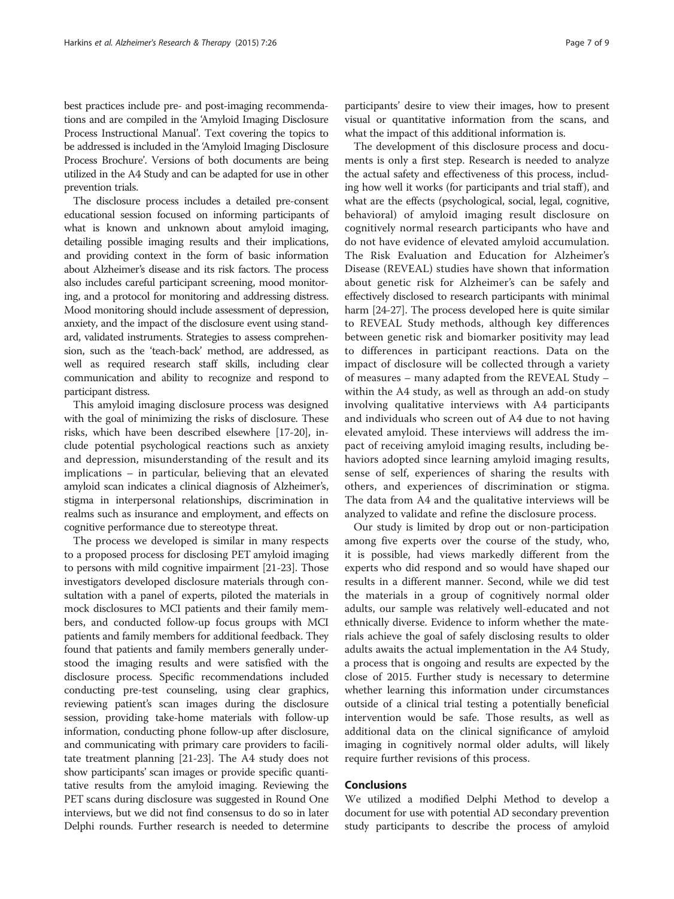best practices include pre- and post-imaging recommendations and are compiled in the 'Amyloid Imaging Disclosure Process Instructional Manual'. Text covering the topics to be addressed is included in the 'Amyloid Imaging Disclosure Process Brochure'. Versions of both documents are being utilized in the A4 Study and can be adapted for use in other prevention trials.

The disclosure process includes a detailed pre-consent educational session focused on informing participants of what is known and unknown about amyloid imaging, detailing possible imaging results and their implications, and providing context in the form of basic information about Alzheimer's disease and its risk factors. The process also includes careful participant screening, mood monitoring, and a protocol for monitoring and addressing distress. Mood monitoring should include assessment of depression, anxiety, and the impact of the disclosure event using standard, validated instruments. Strategies to assess comprehension, such as the 'teach-back' method, are addressed, as well as required research staff skills, including clear communication and ability to recognize and respond to participant distress.

This amyloid imaging disclosure process was designed with the goal of minimizing the risks of disclosure. These risks, which have been described elsewhere [17-20], include potential psychological reactions such as anxiety and depression, misunderstanding of the result and its implications – in particular, believing that an elevated amyloid scan indicates a clinical diagnosis of Alzheimer's, stigma in interpersonal relationships, discrimination in realms such as insurance and employment, and effects on cognitive performance due to stereotype threat.

The process we developed is similar in many respects to a proposed process for disclosing PET amyloid imaging to persons with mild cognitive impairment [21-23]. Those investigators developed disclosure materials through consultation with a panel of experts, piloted the materials in mock disclosures to MCI patients and their family members, and conducted follow-up focus groups with MCI patients and family members for additional feedback. They found that patients and family members generally understood the imaging results and were satisfied with the disclosure process. Specific recommendations included conducting pre-test counseling, using clear graphics, reviewing patient's scan images during the disclosure session, providing take-home materials with follow-up information, conducting phone follow-up after disclosure, and communicating with primary care providers to facilitate treatment planning [21-23]. The A4 study does not show participants' scan images or provide specific quantitative results from the amyloid imaging. Reviewing the PET scans during disclosure was suggested in Round One interviews, but we did not find consensus to do so in later Delphi rounds. Further research is needed to determine participants' desire to view their images, how to present visual or quantitative information from the scans, and what the impact of this additional information is.

The development of this disclosure process and documents is only a first step. Research is needed to analyze the actual safety and effectiveness of this process, including how well it works (for participants and trial staff), and what are the effects (psychological, social, legal, cognitive, behavioral) of amyloid imaging result disclosure on cognitively normal research participants who have and do not have evidence of elevated amyloid accumulation. The Risk Evaluation and Education for Alzheimer's Disease (REVEAL) studies have shown that information about genetic risk for Alzheimer's can be safely and effectively disclosed to research participants with minimal harm [24-27]. The process developed here is quite similar to REVEAL Study methods, although key differences between genetic risk and biomarker positivity may lead to differences in participant reactions. Data on the impact of disclosure will be collected through a variety of measures – many adapted from the REVEAL Study – within the A4 study, as well as through an add-on study involving qualitative interviews with A4 participants and individuals who screen out of A4 due to not having elevated amyloid. These interviews will address the impact of receiving amyloid imaging results, including behaviors adopted since learning amyloid imaging results, sense of self, experiences of sharing the results with others, and experiences of discrimination or stigma. The data from A4 and the qualitative interviews will be analyzed to validate and refine the disclosure process.

Our study is limited by drop out or non-participation among five experts over the course of the study, who, it is possible, had views markedly different from the experts who did respond and so would have shaped our results in a different manner. Second, while we did test the materials in a group of cognitively normal older adults, our sample was relatively well-educated and not ethnically diverse. Evidence to inform whether the materials achieve the goal of safely disclosing results to older adults awaits the actual implementation in the A4 Study, a process that is ongoing and results are expected by the close of 2015. Further study is necessary to determine whether learning this information under circumstances outside of a clinical trial testing a potentially beneficial intervention would be safe. Those results, as well as additional data on the clinical significance of amyloid imaging in cognitively normal older adults, will likely require further revisions of this process.

## Conclusions

We utilized a modified Delphi Method to develop a document for use with potential AD secondary prevention study participants to describe the process of amyloid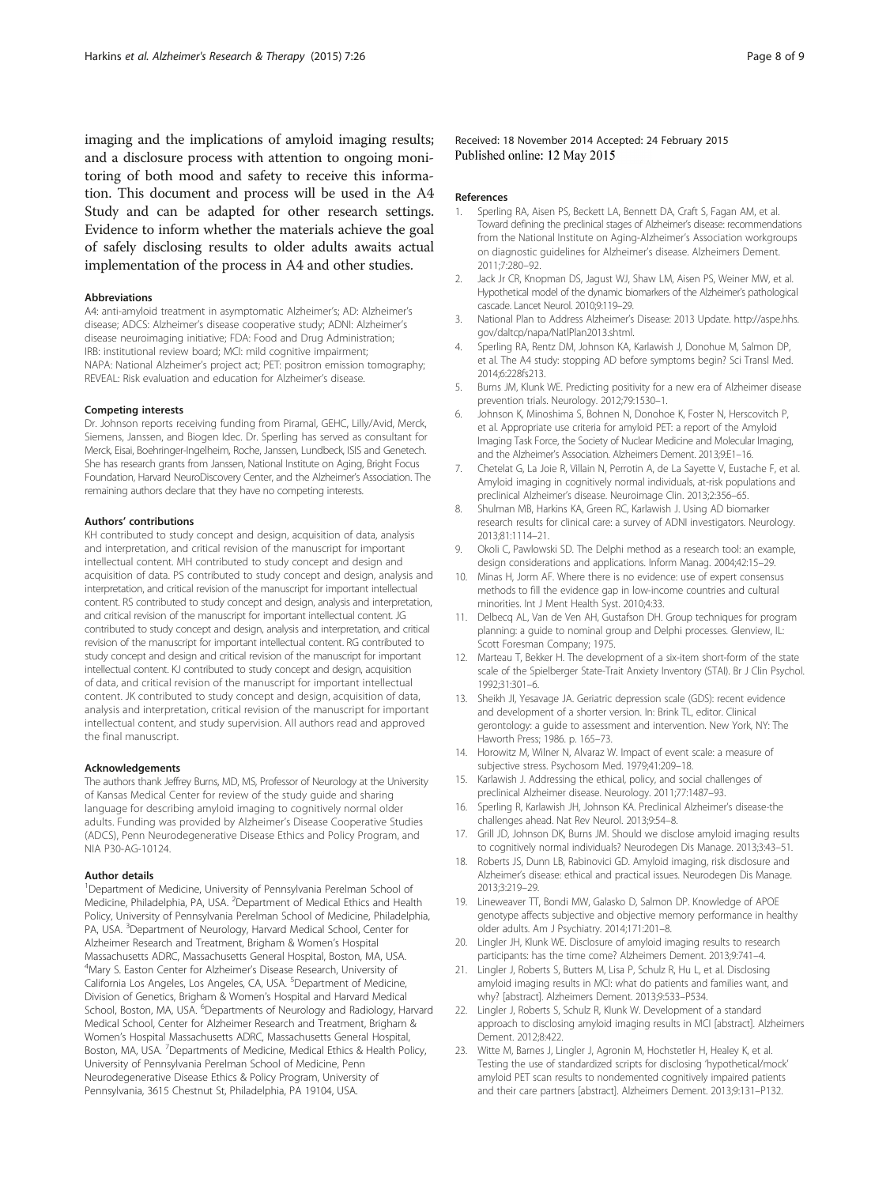imaging and the implications of amyloid imaging results; and a disclosure process with attention to ongoing monitoring of both mood and safety to receive this information. This document and process will be used in the A4 Study and can be adapted for other research settings. Evidence to inform whether the materials achieve the goal of safely disclosing results to older adults awaits actual implementation of the process in A4 and other studies.

#### Abbreviations

A4: anti-amyloid treatment in asymptomatic Alzheimer's; AD: Alzheimer's disease; ADCS: Alzheimer's disease cooperative study; ADNI: Alzheimer's disease neuroimaging initiative; FDA: Food and Drug Administration; IRB: institutional review board; MCI: mild cognitive impairment; NAPA: National Alzheimer's project act; PET: positron emission tomography; REVEAL: Risk evaluation and education for Alzheimer's disease.

#### Competing interests

Dr. Johnson reports receiving funding from Piramal, GEHC, Lilly/Avid, Merck, Siemens, Janssen, and Biogen Idec. Dr. Sperling has served as consultant for Merck, Eisai, Boehringer-Ingelheim, Roche, Janssen, Lundbeck, ISIS and Genetech. She has research grants from Janssen, National Institute on Aging, Bright Focus Foundation, Harvard NeuroDiscovery Center, and the Alzheimer's Association. The remaining authors declare that they have no competing interests.

#### Authors' contributions

KH contributed to study concept and design, acquisition of data, analysis and interpretation, and critical revision of the manuscript for important intellectual content. MH contributed to study concept and design and acquisition of data. PS contributed to study concept and design, analysis and interpretation, and critical revision of the manuscript for important intellectual content. RS contributed to study concept and design, analysis and interpretation, and critical revision of the manuscript for important intellectual content. JG contributed to study concept and design, analysis and interpretation, and critical revision of the manuscript for important intellectual content. RG contributed to study concept and design and critical revision of the manuscript for important intellectual content. KJ contributed to study concept and design, acquisition of data, and critical revision of the manuscript for important intellectual content. JK contributed to study concept and design, acquisition of data, analysis and interpretation, critical revision of the manuscript for important intellectual content, and study supervision. All authors read and approved the final manuscript.

#### Acknowledgements

The authors thank Jeffrey Burns, MD, MS, Professor of Neurology at the University of Kansas Medical Center for review of the study guide and sharing language for describing amyloid imaging to cognitively normal older adults. Funding was provided by Alzheimer's Disease Cooperative Studies (ADCS), Penn Neurodegenerative Disease Ethics and Policy Program, and NIA P30-AG-10124.

#### Author details

[1]Department of Medicine, University of Pennsylvania Perelman School of Medicine, Philadelphia, PA, USA. [2]Department of Medical Ethics and Health Policy, University of Pennsylvania Perelman School of Medicine, Philadelphia, PA, USA. [3]Department of Neurology, Harvard Medical School, Center for Alzheimer Research and Treatment, Brigham & Women's Hospital Massachusetts ADRC, Massachusetts General Hospital, Boston, MA, USA. [4]Mary S. Easton Center for Alzheimer's Disease Research, University of California Los Angeles, Los Angeles, CA, USA. [5]Department of Medicine, Division of Genetics, Brigham & Women's Hospital and Harvard Medical School, Boston, MA, USA. [6]Departments of Neurology and Radiology, Harvard Medical School, Center for Alzheimer Research and Treatment, Brigham & Women's Hospital Massachusetts ADRC, Massachusetts General Hospital, Boston, MA, USA. [7]Departments of Medicine, Medical Ethics & Health Policy, University of Pennsylvania Perelman School of Medicine, Penn Neurodegenerative Disease Ethics & Policy Program, University of Pennsylvania, 3615 Chestnut St, Philadelphia, PA 19104, USA.

Received: 18 November 2014 Accepted: 24 February 2015
Published online: 12 May 2015

#### References

1. Sperling RA, Aisen PS, Beckett LA, Bennett DA, Craft S, Fagan AM, et al. Toward defining the preclinical stages of Alzheimer's disease: recommendations from the National Institute on Aging-Alzheimer's Association workgroups on diagnostic guidelines for Alzheimer's disease. Alzheimers Dement. 2011;7:280–92.
2. Jack Jr CR, Knopman DS, Jagust WJ, Shaw LM, Aisen PS, Weiner MW, et al. Hypothetical model of the dynamic biomarkers of the Alzheimer's pathological cascade. Lancet Neurol. 2010;9:119–29.
3. National Plan to Address Alzheimer's Disease: 2013 Update. http://aspe.hhs.gov/daltcp/napa/NatlPlan2013.shtml.
4. Sperling RA, Rentz DM, Johnson KA, Karlawish J, Donohue M, Salmon DP, et al. The A4 study: stopping AD before symptoms begin? Sci Transl Med. 2014;6:228fs213.
5. Burns JM, Klunk WE. Predicting positivity for a new era of Alzheimer disease prevention trials. Neurology. 2012;79:1530–1.
6. Johnson K, Minoshima S, Bohnen N, Donohoe K, Foster N, Herscovitch P, et al. Appropriate use criteria for amyloid PET: a report of the Amyloid Imaging Task Force, the Society of Nuclear Medicine and Molecular Imaging, and the Alzheimer's Association. Alzheimers Dement. 2013;9:E1–16.
7. Chetelat G, La Joie R, Villain N, Perrotin A, de La Sayette V, Eustache F, et al. Amyloid imaging in cognitively normal individuals, at-risk populations and preclinical Alzheimer's disease. Neuroimage Clin. 2013;2:356–65.
8. Shulman MB, Harkins KA, Green RC, Karlawish J. Using AD biomarker research results for clinical care: a survey of ADNI investigators. Neurology. 2013;81:1114–21.
9. Okoli C, Pawlowski SD. The Delphi method as a research tool: an example, design considerations and applications. Inform Manag. 2004;42:15–29.
10. Minas H, Jorm AF. Where there is no evidence: use of expert consensus methods to fill the evidence gap in low-income countries and cultural minorities. Int J Ment Health Syst. 2010;4:33.
11. Delbecq AL, Van de Ven AH, Gustafson DH. Group techniques for program planning: a guide to nominal group and Delphi processes. Glenview, IL: Scott Foresman Company; 1975.
12. Marteau T, Bekker H. The development of a six-item short-form of the state scale of the Spielberger State-Trait Anxiety Inventory (STAI). Br J Clin Psychol. 1992;31:301–6.
13. Sheikh JI, Yesavage JA. Geriatric depression scale (GDS): recent evidence and development of a shorter version. In: Brink TL, editor. Clinical gerontology: a guide to assessment and intervention. New York, NY: The Haworth Press; 1986. p. 165–73.
14. Horowitz M, Wilner N, Alvaraz W. Impact of event scale: a measure of subjective stress. Psychosom Med. 1979;41:209–18.
15. Karlawish J. Addressing the ethical, policy, and social challenges of preclinical Alzheimer disease. Neurology. 2011;77:1487–93.
16. Sperling R, Karlawish JH, Johnson KA. Preclinical Alzheimer's disease-the challenges ahead. Nat Rev Neurol. 2013;9:54–8.
17. Grill JD, Johnson DK, Burns JM. Should we disclose amyloid imaging results to cognitively normal individuals? Neurodegen Dis Manage. 2013;3:43–51.
18. Roberts JS, Dunn LB, Rabinovici GD. Amyloid imaging, risk disclosure and Alzheimer's disease: ethical and practical issues. Neurodegen Dis Manage. 2013;3:219–29.
19. Lineweaver TT, Bondi MW, Galasko D, Salmon DP. Knowledge of APOE genotype affects subjective and objective memory performance in healthy older adults. Am J Psychiatry. 2014;171:201–8.
20. Lingler JH, Klunk WE. Disclosure of amyloid imaging results to research participants: has the time come? Alzheimers Dement. 2013;9:741–4.
21. Lingler J, Roberts S, Butters M, Lisa P, Schulz R, Hu L, et al. Disclosing amyloid imaging results in MCI: what do patients and families want, and why? [abstract]. Alzheimers Dement. 2013;9:533–P534.
22. Lingler J, Roberts S, Schulz R, Klunk W. Development of a standard approach to disclosing amyloid imaging results in MCI [abstract]. Alzheimers Dement. 2012;8:422.
23. Witte M, Barnes J, Lingler J, Agronin M, Hochstetler H, Healey K, et al. Testing the use of standardized scripts for disclosing 'hypothetical/mock' amyloid PET scan results to nondemented cognitively impaired patients and their care partners [abstract]. Alzheimers Dement. 2013;9:131–P132.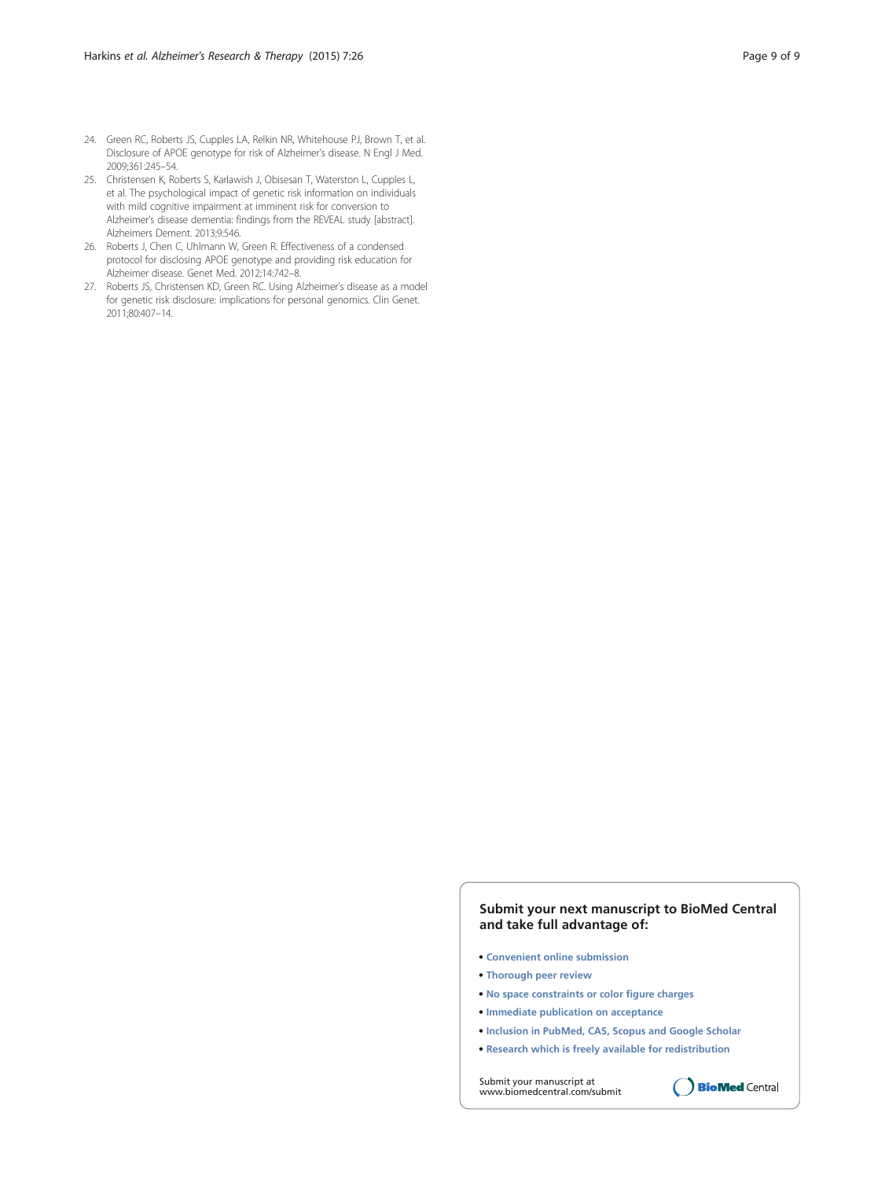24. Green RC, Roberts JS, Cupples LA, Relkin NR, Whitehouse PJ, Brown T, et al. Disclosure of APOE genotype for risk of Alzheimer's disease. N Engl J Med. 2009;361:245–54.
25. Christensen K, Roberts S, Karlawish J, Obisesan T, Waterston L, Cupples L, et al. The psychological impact of genetic risk information on individuals with mild cognitive impairment at imminent risk for conversion to Alzheimer's disease dementia: findings from the REVEAL study [abstract]. Alzheimers Dement. 2013;9:546.
26. Roberts J, Chen C, Uhlmann W, Green R. Effectiveness of a condensed protocol for disclosing APOE genotype and providing risk education for Alzheimer disease. Genet Med. 2012;14:742–8.
27. Roberts JS, Christensen KD, Green RC. Using Alzheimer's disease as a model for genetic risk disclosure: implications for personal genomics. Clin Genet. 2011;80:407–14.

**Submit your next manuscript to BioMed Central and take full advantage of:**

- **Convenient online submission**
- **Thorough peer review**
- **No space constraints or color figure charges**
- **Immediate publication on acceptance**
- **Inclusion in PubMed, CAS, Scopus and Google Scholar**
- **Research which is freely available for redistribution**

Submit your manuscript at
www.biomedcentral.com/submit

BioMed Central